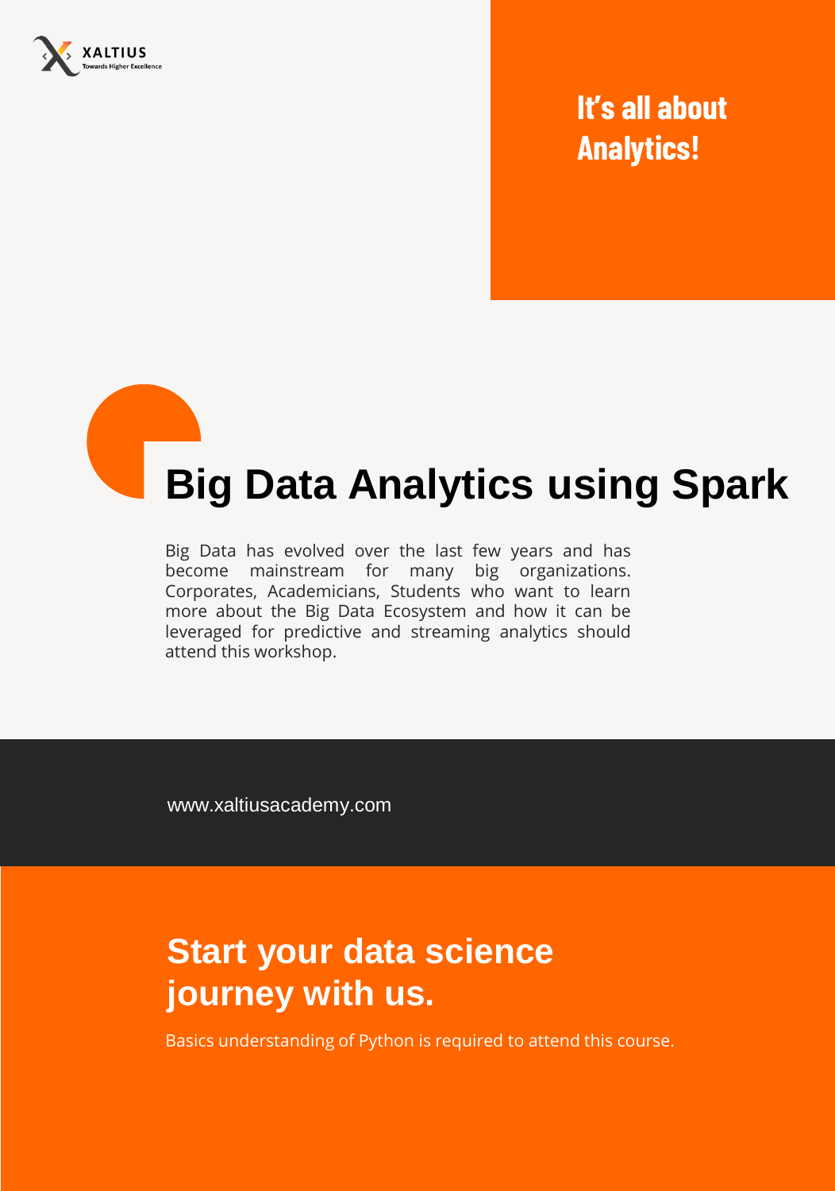XALTIUS
Towards Higher Excellence

## It's all about Analytics!

# Big Data Analytics using Spark

Big Data has evolved over the last few years and has become mainstream for many big organizations. Corporates, Academicians, Students who want to learn more about the Big Data Ecosystem and how it can be leveraged for predictive and streaming analytics should attend this workshop.

www.xaltiusacademy.com

## Start your data science journey with us.

Basics understanding of Python is required to attend this course.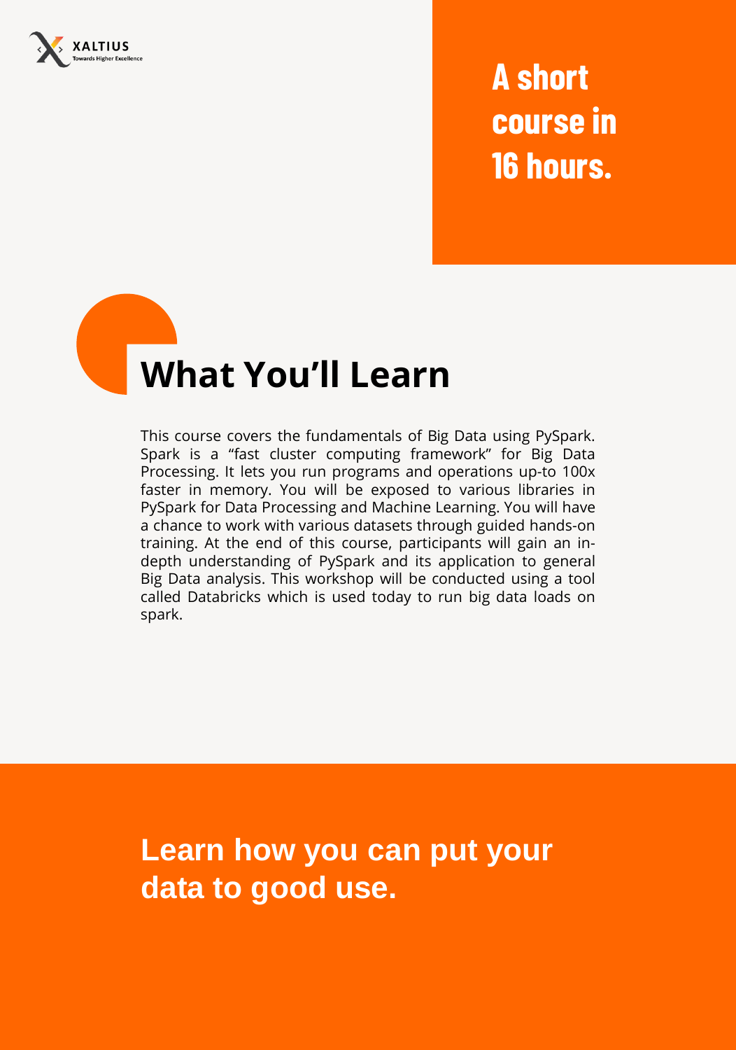XALTIUS
Towards Higher Excellence

**A short course in 16 hours.**

# What You'll Learn

This course covers the fundamentals of Big Data using PySpark. Spark is a "fast cluster computing framework" for Big Data Processing. It lets you run programs and operations up-to 100x faster in memory. You will be exposed to various libraries in PySpark for Data Processing and Machine Learning. You will have a chance to work with various datasets through guided hands-on training. At the end of this course, participants will gain an in-depth understanding of PySpark and its application to general Big Data analysis. This workshop will be conducted using a tool called Databricks which is used today to run big data loads on spark.

**Learn how you can put your data to good use.**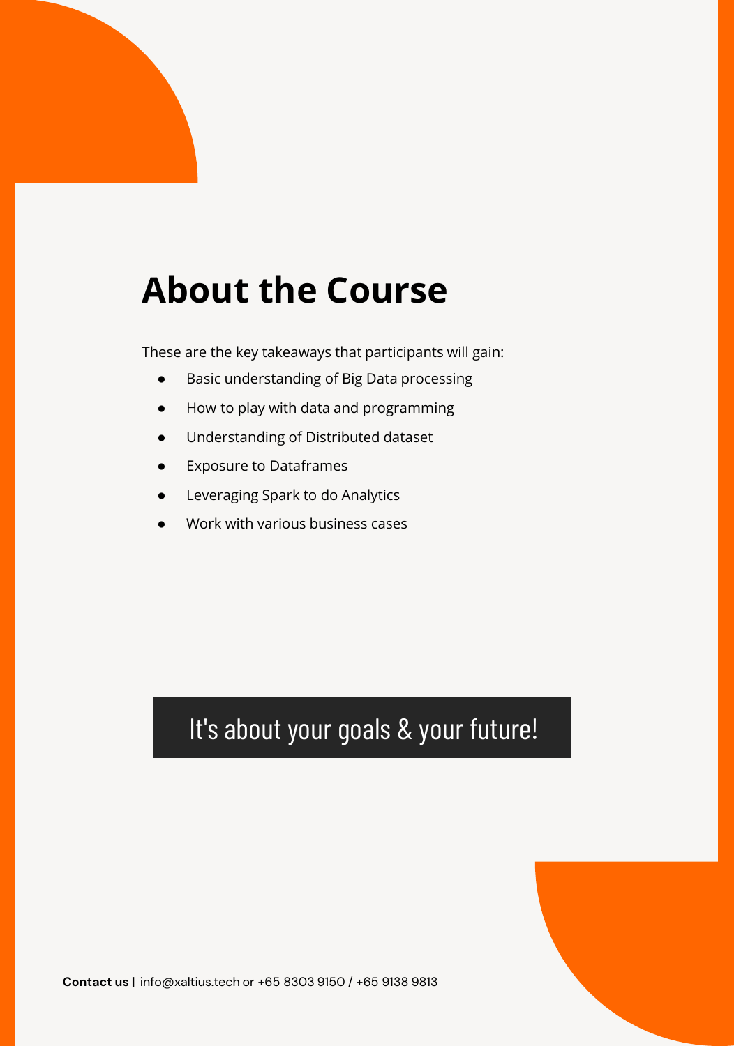# About the Course

These are the key takeaways that participants will gain:

- Basic understanding of Big Data processing
- How to play with data and programming
- Understanding of Distributed dataset
- Exposure to Dataframes
- Leveraging Spark to do Analytics
- Work with various business cases

It's about your goals & your future!

**Contact us |** info@xaltius.tech or +65 8303 9150 / +65 9138 9813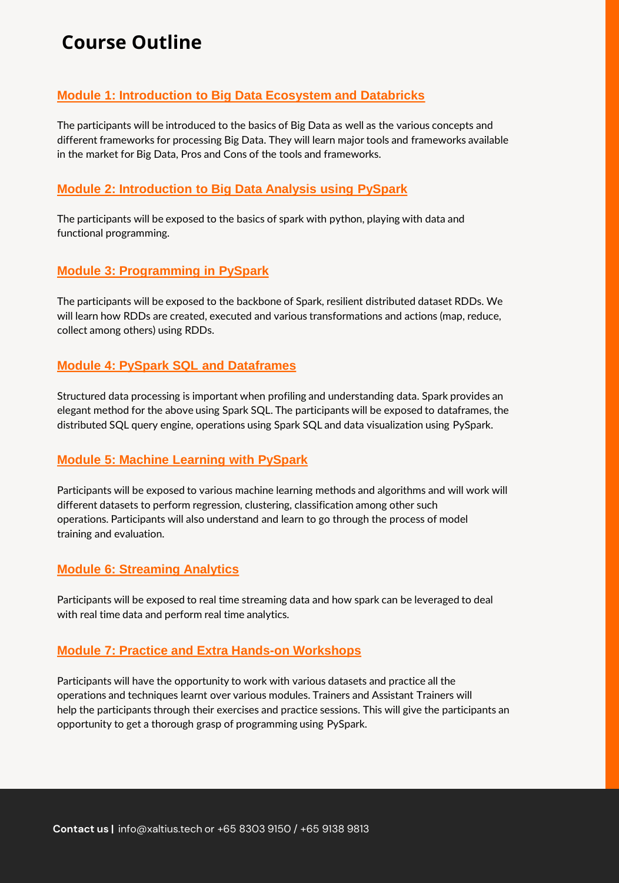# Course Outline

## Module 1: Introduction to Big Data Ecosystem and Databricks

The participants will be introduced to the basics of Big Data as well as the various concepts and different frameworks for processing Big Data. They will learn major tools and frameworks available in the market for Big Data, Pros and Cons of the tools and frameworks.

## Module 2: Introduction to Big Data Analysis using PySpark

The participants will be exposed to the basics of spark with python, playing with data and functional programming.

## Module 3: Programming in PySpark

The participants will be exposed to the backbone of Spark, resilient distributed dataset RDDs. We will learn how RDDs are created, executed and various transformations and actions (map, reduce, collect among others) using RDDs.

## Module 4: PySpark SQL and Dataframes

Structured data processing is important when profiling and understanding data. Spark provides an elegant method for the above using Spark SQL. The participants will be exposed to dataframes, the distributed SQL query engine, operations using Spark SQL and data visualization using PySpark.

## Module 5: Machine Learning with PySpark

Participants will be exposed to various machine learning methods and algorithms and will work will different datasets to perform regression, clustering, classification among other such operations. Participants will also understand and learn to go through the process of model training and evaluation.

## Module 6: Streaming Analytics

Participants will be exposed to real time streaming data and how spark can be leveraged to deal with real time data and perform real time analytics.

## Module 7: Practice and Extra Hands-on Workshops

Participants will have the opportunity to work with various datasets and practice all the operations and techniques learnt over various modules. Trainers and Assistant Trainers will help the participants through their exercises and practice sessions. This will give the participants an opportunity to get a thorough grasp of programming using PySpark.

**Contact us |** info@xaltius.tech or +65 8303 9150 / +65 9138 9813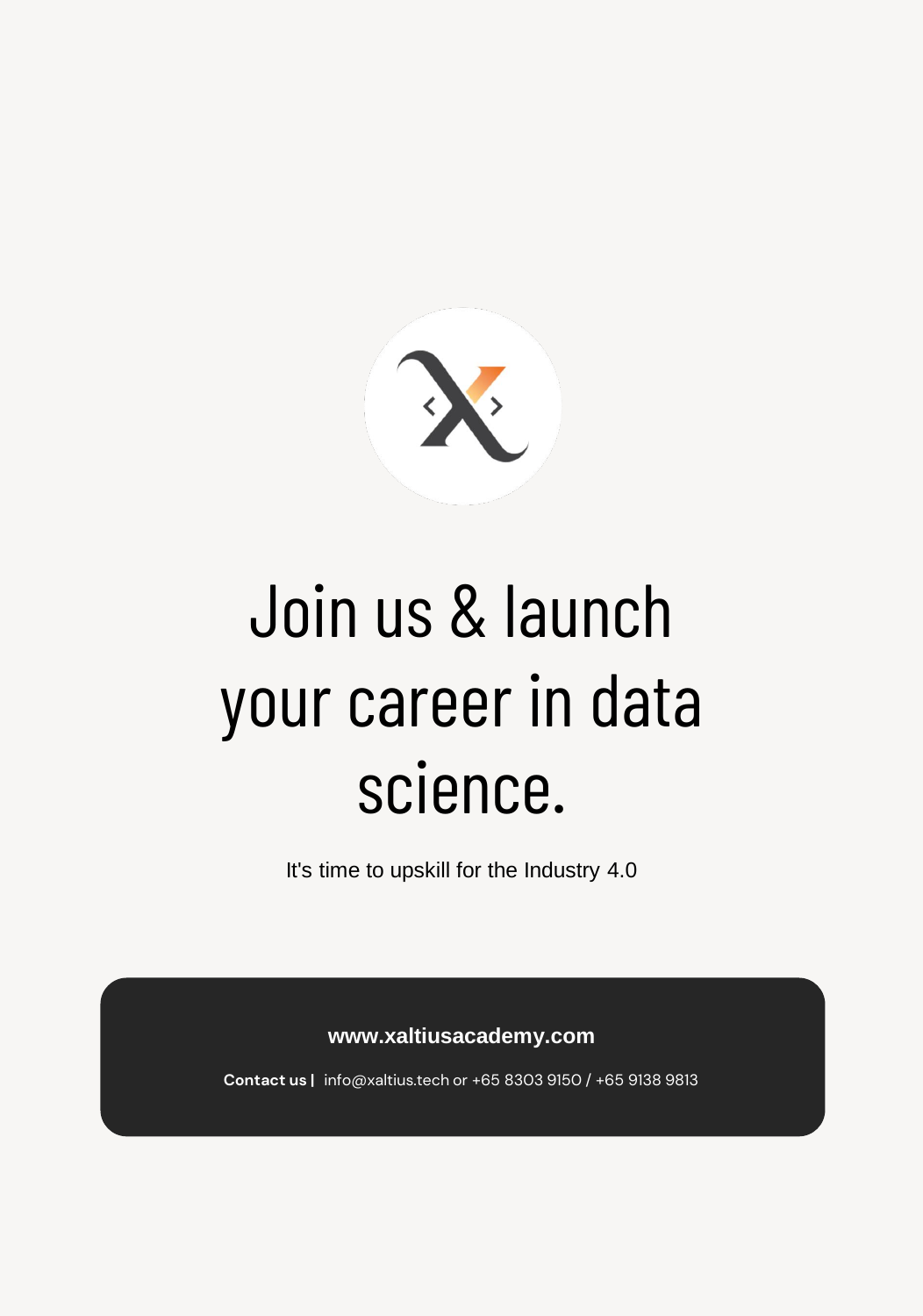# Join us & launch your career in data science.

It's time to upskill for the Industry 4.0

**www.xaltiusacademy.com**

**Contact us |** info@xaltius.tech or +65 8303 9150 / +65 9138 9813